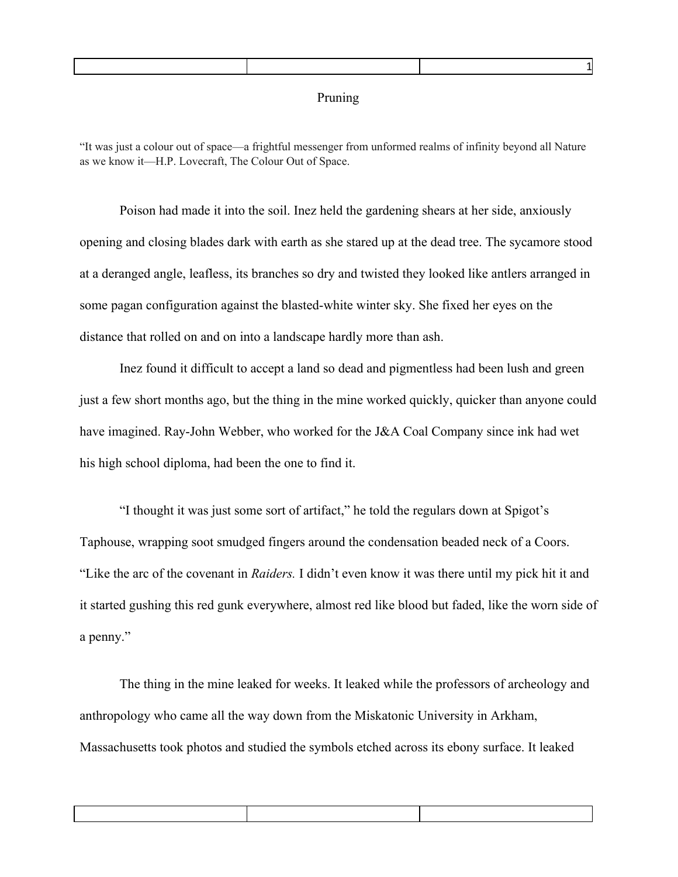# Pruning

"It was just a colour out of space—a frightful messenger from unformed realms of infinity beyond all Nature as we know it—H.P. Lovecraft, The Colour Out of Space.

Poison had made it into the soil. Inez held the gardening shears at her side, anxiously opening and closing blades dark with earth as she stared up at the dead tree. The sycamore stood at a deranged angle, leafless, its branches so dry and twisted they looked like antlers arranged in some pagan configuration against the blasted-white winter sky. She fixed her eyes on the distance that rolled on and on into a landscape hardly more than ash.

Inez found it difficult to accept a land so dead and pigmentless had been lush and green just a few short months ago, but the thing in the mine worked quickly, quicker than anyone could have imagined. Ray-John Webber, who worked for the J&A Coal Company since ink had wet his high school diploma, had been the one to find it.

"I thought it was just some sort of artifact," he told the regulars down at Spigot's Taphouse, wrapping soot smudged fingers around the condensation beaded neck of a Coors. "Like the arc of the covenant in *Raiders.* I didn't even know it was there until my pick hit it and it started gushing this red gunk everywhere, almost red like blood but faded, like the worn side of a penny."

The thing in the mine leaked for weeks. It leaked while the professors of archeology and anthropology who came all the way down from the Miskatonic University in Arkham, Massachusetts took photos and studied the symbols etched across its ebony surface. It leaked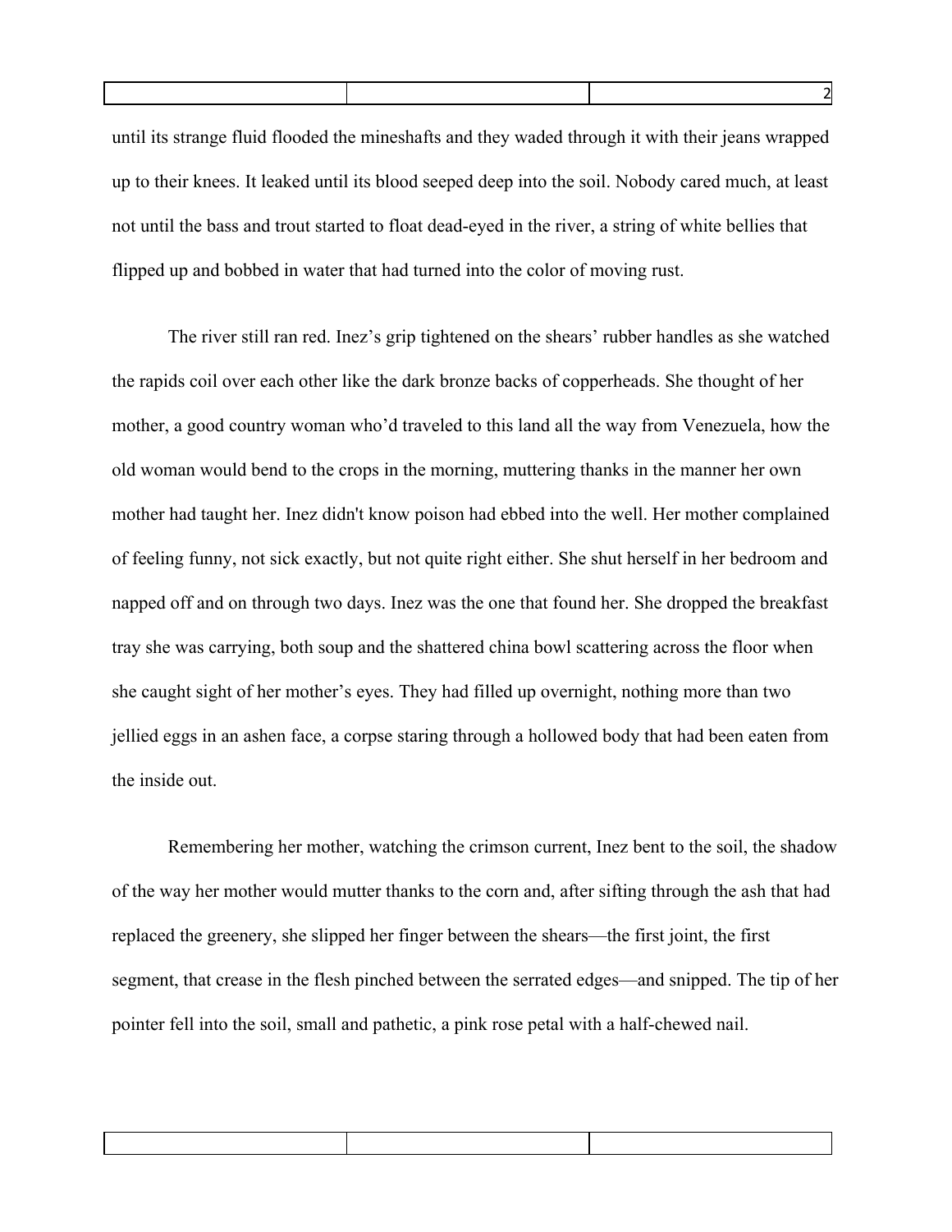until its strange fluid flooded the mineshafts and they waded through it with their jeans wrapped up to their knees. It leaked until its blood seeped deep into the soil. Nobody cared much, at least not until the bass and trout started to float dead-eyed in the river, a string of white bellies that flipped up and bobbed in water that had turned into the color of moving rust.

The river still ran red. Inez's grip tightened on the shears' rubber handles as she watched the rapids coil over each other like the dark bronze backs of copperheads. She thought of her mother, a good country woman who'd traveled to this land all the way from Venezuela, how the old woman would bend to the crops in the morning, muttering thanks in the manner her own mother had taught her. Inez didn't know poison had ebbed into the well. Her mother complained of feeling funny, not sick exactly, but not quite right either. She shut herself in her bedroom and napped off and on through two days. Inez was the one that found her. She dropped the breakfast tray she was carrying, both soup and the shattered china bowl scattering across the floor when she caught sight of her mother's eyes. They had filled up overnight, nothing more than two jellied eggs in an ashen face, a corpse staring through a hollowed body that had been eaten from the inside out.

Remembering her mother, watching the crimson current, Inez bent to the soil, the shadow of the way her mother would mutter thanks to the corn and, after sifting through the ash that had replaced the greenery, she slipped her finger between the shears—the first joint, the first segment, that crease in the flesh pinched between the serrated edges—and snipped. The tip of her pointer fell into the soil, small and pathetic, a pink rose petal with a half-chewed nail.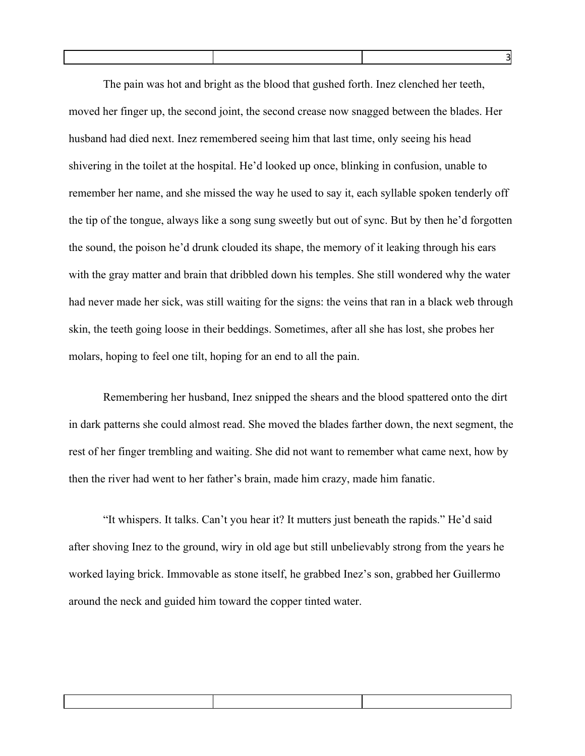The pain was hot and bright as the blood that gushed forth. Inez clenched her teeth, moved her finger up, the second joint, the second crease now snagged between the blades. Her husband had died next. Inez remembered seeing him that last time, only seeing his head shivering in the toilet at the hospital. He'd looked up once, blinking in confusion, unable to remember her name, and she missed the way he used to say it, each syllable spoken tenderly off the tip of the tongue, always like a song sung sweetly but out of sync. But by then he'd forgotten the sound, the poison he'd drunk clouded its shape, the memory of it leaking through his ears with the gray matter and brain that dribbled down his temples. She still wondered why the water had never made her sick, was still waiting for the signs: the veins that ran in a black web through skin, the teeth going loose in their beddings. Sometimes, after all she has lost, she probes her molars, hoping to feel one tilt, hoping for an end to all the pain.

Remembering her husband, Inez snipped the shears and the blood spattered onto the dirt in dark patterns she could almost read. She moved the blades farther down, the next segment, the rest of her finger trembling and waiting. She did not want to remember what came next, how by then the river had went to her father's brain, made him crazy, made him fanatic.

"It whispers. It talks. Can't you hear it? It mutters just beneath the rapids." He'd said after shoving Inez to the ground, wiry in old age but still unbelievably strong from the years he worked laying brick. Immovable as stone itself, he grabbed Inez's son, grabbed her Guillermo around the neck and guided him toward the copper tinted water.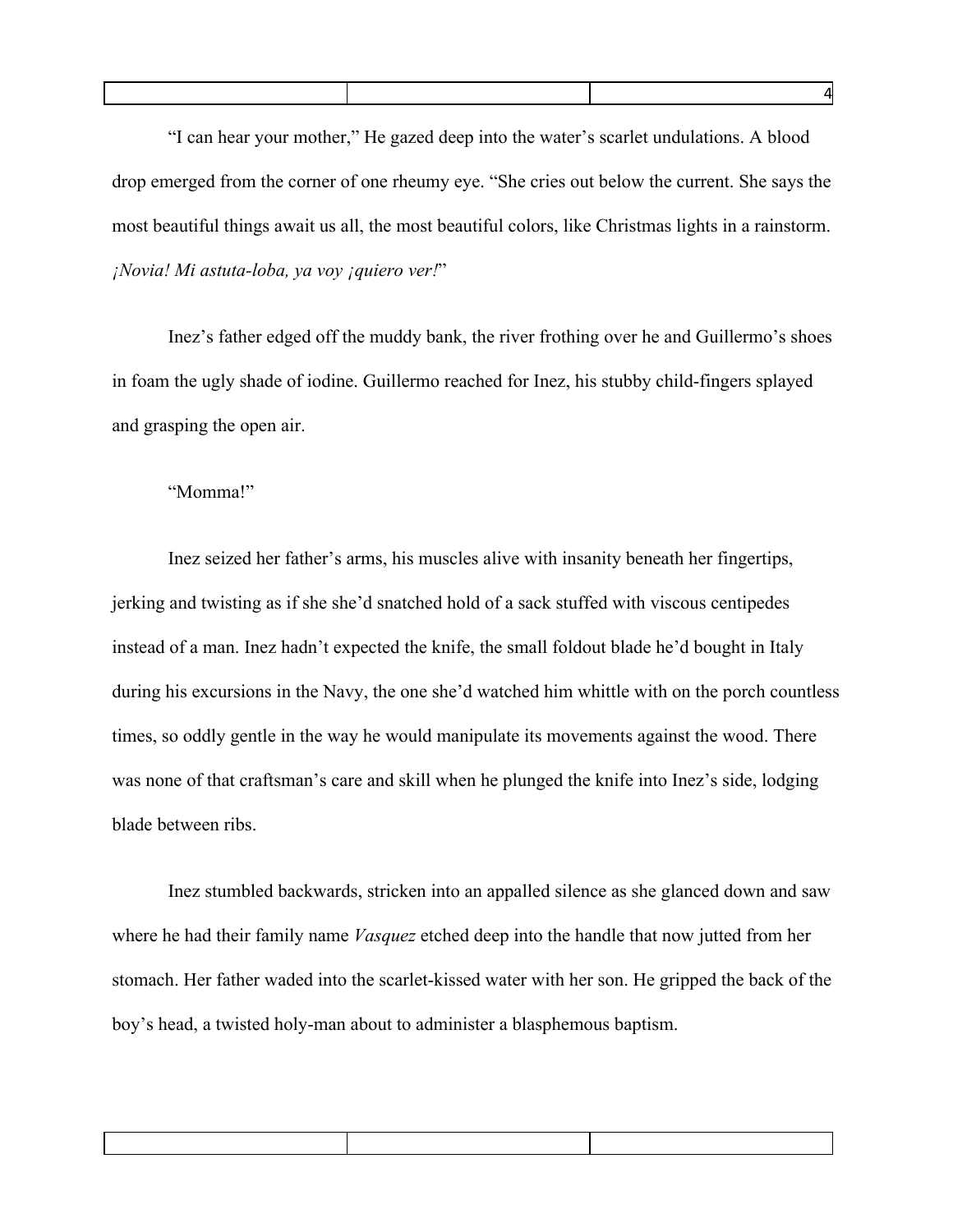"I can hear your mother," He gazed deep into the water's scarlet undulations. A blood drop emerged from the corner of one rheumy eye. "She cries out below the current. She says the most beautiful things await us all, the most beautiful colors, like Christmas lights in a rainstorm. *¡Novia! Mi astuta-loba, ya voy ¡quiero ver!*"

Inez's father edged off the muddy bank, the river frothing over he and Guillermo's shoes in foam the ugly shade of iodine. Guillermo reached for Inez, his stubby child-fingers splayed and grasping the open air.

"Momma!"

Inez seized her father's arms, his muscles alive with insanity beneath her fingertips, jerking and twisting as if she she'd snatched hold of a sack stuffed with viscous centipedes instead of a man. Inez hadn't expected the knife, the small foldout blade he'd bought in Italy during his excursions in the Navy, the one she'd watched him whittle with on the porch countless times, so oddly gentle in the way he would manipulate its movements against the wood. There was none of that craftsman's care and skill when he plunged the knife into Inez's side, lodging blade between ribs.

Inez stumbled backwards, stricken into an appalled silence as she glanced down and saw where he had their family name *Vasquez* etched deep into the handle that now jutted from her stomach. Her father waded into the scarlet-kissed water with her son. He gripped the back of the boy's head, a twisted holy-man about to administer a blasphemous baptism.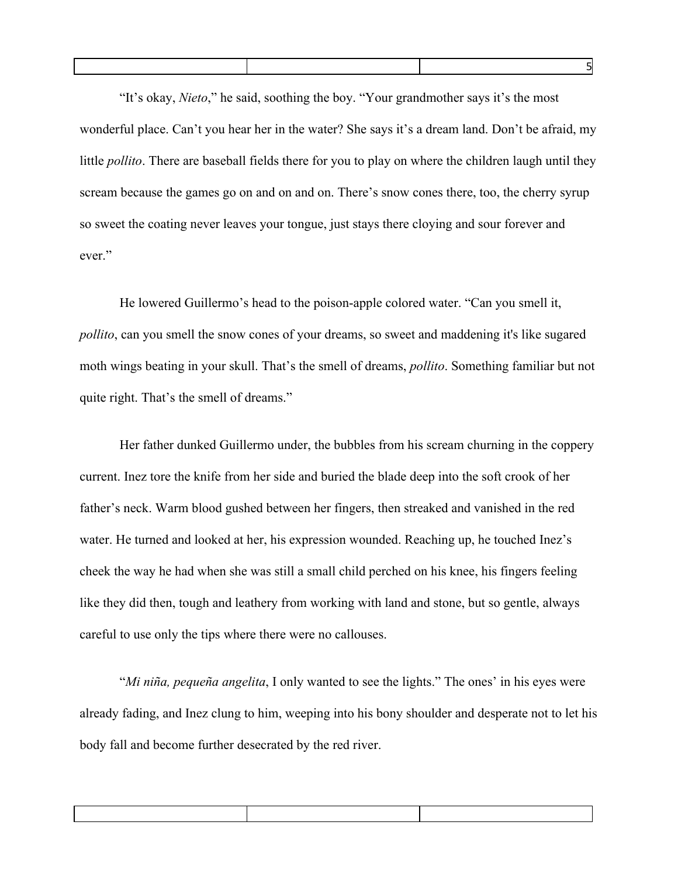"It's okay, *Nieto*," he said, soothing the boy. "Your grandmother says it's the most wonderful place. Can't you hear her in the water? She says it's a dream land. Don't be afraid, my little *pollito*. There are baseball fields there for you to play on where the children laugh until they scream because the games go on and on and on. There's snow cones there, too, the cherry syrup so sweet the coating never leaves your tongue, just stays there cloying and sour forever and ever."

He lowered Guillermo's head to the poison-apple colored water. "Can you smell it, *pollito*, can you smell the snow cones of your dreams, so sweet and maddening it's like sugared moth wings beating in your skull. That's the smell of dreams, *pollito*. Something familiar but not quite right. That's the smell of dreams."

Her father dunked Guillermo under, the bubbles from his scream churning in the coppery current. Inez tore the knife from her side and buried the blade deep into the soft crook of her father's neck. Warm blood gushed between her fingers, then streaked and vanished in the red water. He turned and looked at her, his expression wounded. Reaching up, he touched Inez's cheek the way he had when she was still a small child perched on his knee, his fingers feeling like they did then, tough and leathery from working with land and stone, but so gentle, always careful to use only the tips where there were no callouses.

"*Mi niña, pequeña angelita*, I only wanted to see the lights." The ones' in his eyes were already fading, and Inez clung to him, weeping into his bony shoulder and desperate not to let his body fall and become further desecrated by the red river.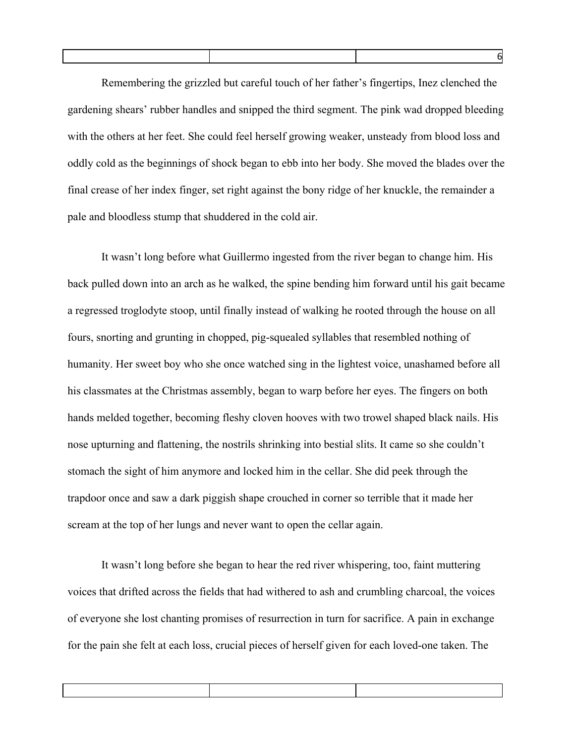Remembering the grizzled but careful touch of her father's fingertips, Inez clenched the gardening shears' rubber handles and snipped the third segment. The pink wad dropped bleeding with the others at her feet. She could feel herself growing weaker, unsteady from blood loss and oddly cold as the beginnings of shock began to ebb into her body. She moved the blades over the final crease of her index finger, set right against the bony ridge of her knuckle, the remainder a pale and bloodless stump that shuddered in the cold air.

It wasn't long before what Guillermo ingested from the river began to change him. His back pulled down into an arch as he walked, the spine bending him forward until his gait became a regressed troglodyte stoop, until finally instead of walking he rooted through the house on all fours, snorting and grunting in chopped, pig-squealed syllables that resembled nothing of humanity. Her sweet boy who she once watched sing in the lightest voice, unashamed before all his classmates at the Christmas assembly, began to warp before her eyes. The fingers on both hands melded together, becoming fleshy cloven hooves with two trowel shaped black nails. His nose upturning and flattening, the nostrils shrinking into bestial slits. It came so she couldn't stomach the sight of him anymore and locked him in the cellar. She did peek through the trapdoor once and saw a dark piggish shape crouched in corner so terrible that it made her scream at the top of her lungs and never want to open the cellar again.

It wasn't long before she began to hear the red river whispering, too, faint muttering voices that drifted across the fields that had withered to ash and crumbling charcoal, the voices of everyone she lost chanting promises of resurrection in turn for sacrifice. A pain in exchange for the pain she felt at each loss, crucial pieces of herself given for each loved-one taken. The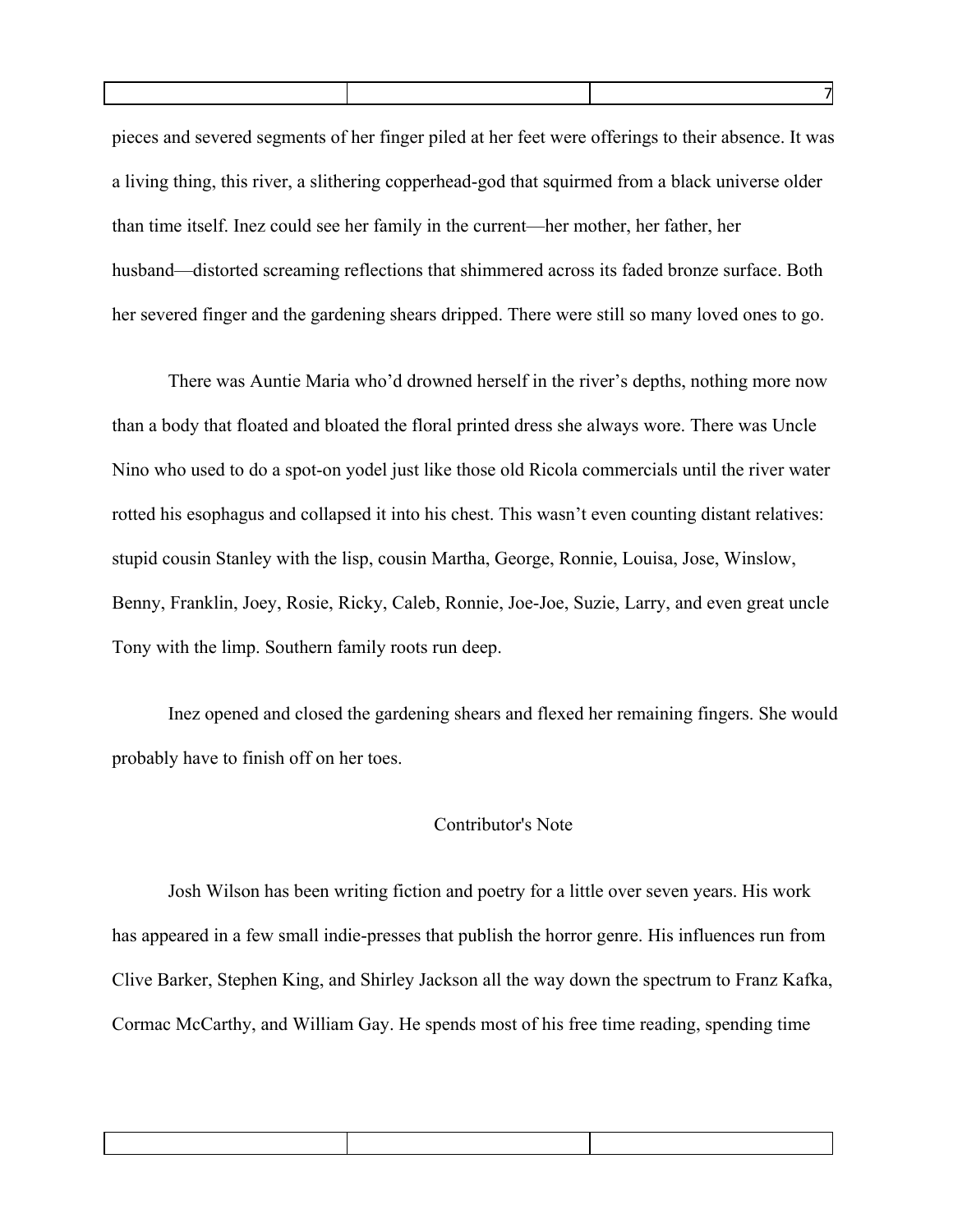pieces and severed segments of her finger piled at her feet were offerings to their absence. It was a living thing, this river, a slithering copperhead-god that squirmed from a black universe older than time itself. Inez could see her family in the current—her mother, her father, her husband—distorted screaming reflections that shimmered across its faded bronze surface. Both her severed finger and the gardening shears dripped. There were still so many loved ones to go.

There was Auntie Maria who'd drowned herself in the river's depths, nothing more now than a body that floated and bloated the floral printed dress she always wore. There was Uncle Nino who used to do a spot-on yodel just like those old Ricola commercials until the river water rotted his esophagus and collapsed it into his chest. This wasn't even counting distant relatives: stupid cousin Stanley with the lisp, cousin Martha, George, Ronnie, Louisa, Jose, Winslow, Benny, Franklin, Joey, Rosie, Ricky, Caleb, Ronnie, Joe-Joe, Suzie, Larry, and even great uncle Tony with the limp. Southern family roots run deep.

Inez opened and closed the gardening shears and flexed her remaining fingers. She would probably have to finish off on her toes.

## Contributor's Note

Josh Wilson has been writing fiction and poetry for a little over seven years. His work has appeared in a few small indie-presses that publish the horror genre. His influences run from Clive Barker, Stephen King, and Shirley Jackson all the way down the spectrum to Franz Kafka, Cormac McCarthy, and William Gay. He spends most of his free time reading, spending time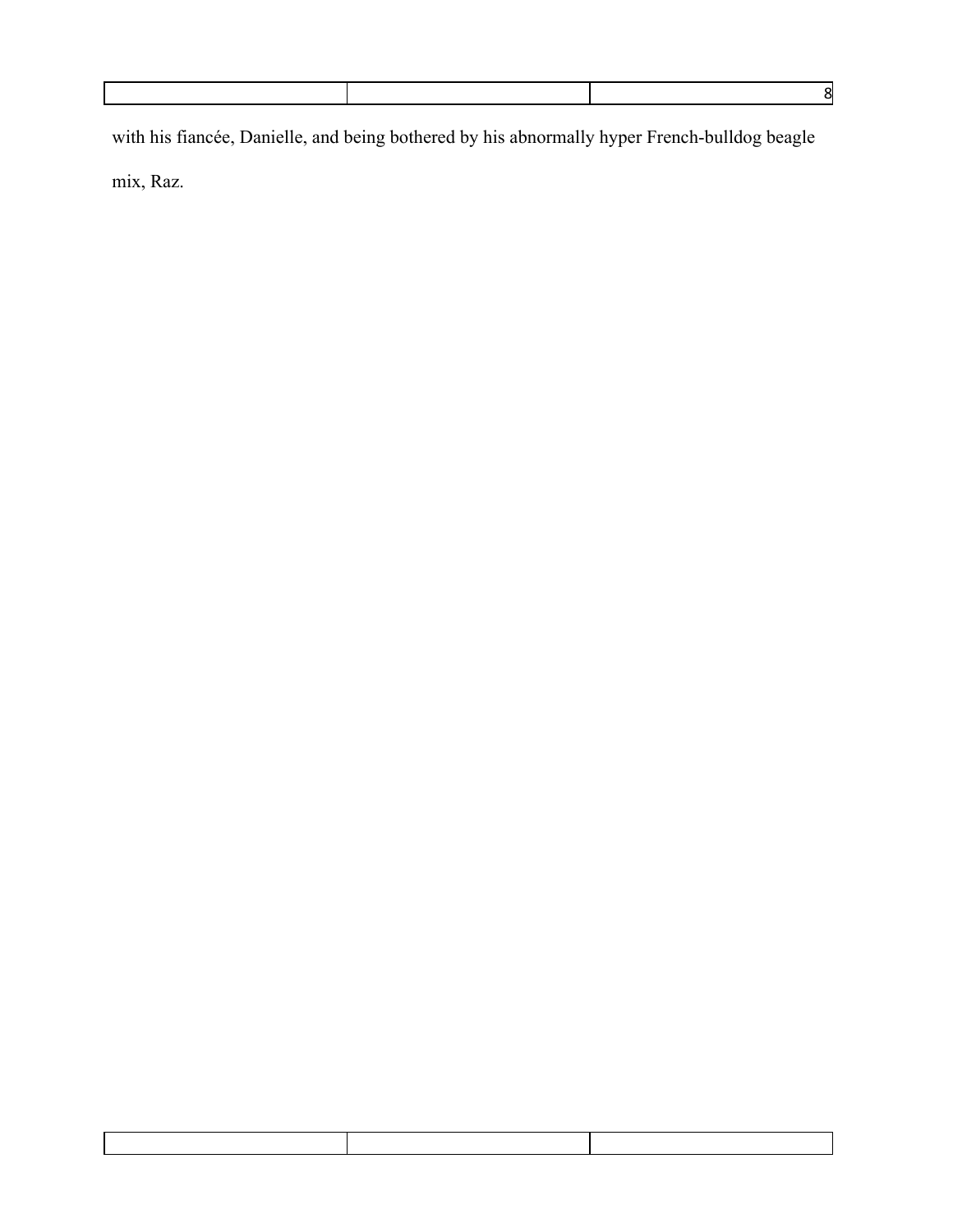with his fiancée, Danielle, and being bothered by his abnormally hyper French-bulldog beagle mix, Raz.